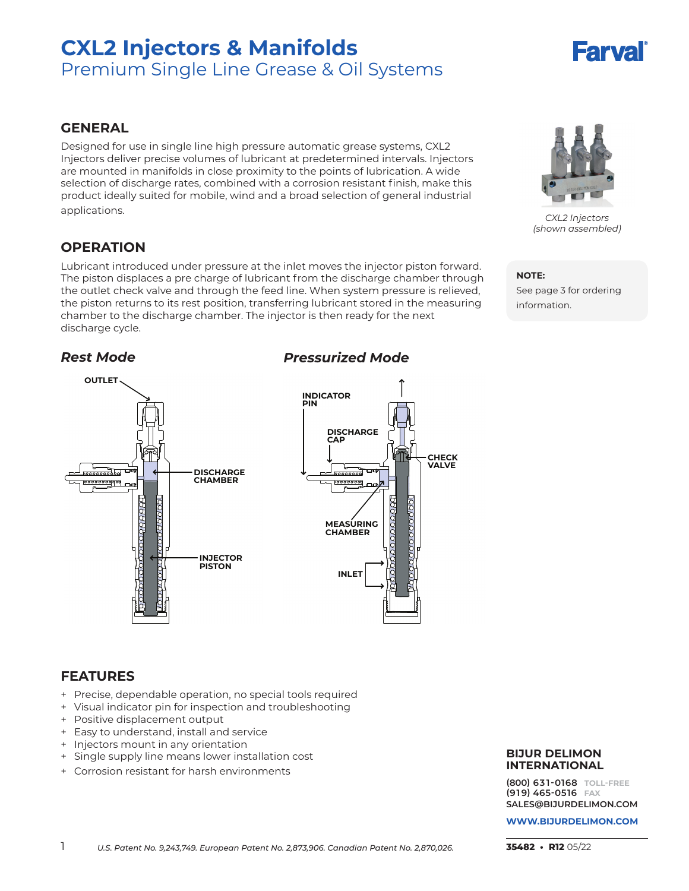# CXL2 Injectors & Manifolds

## Premium Single Line Grease & Oil Systems

Farval®

## GENERAL

Designed for use in single line high pressure automatic grease systems, CXL2 Injectors deliver precise volumes of lubricant at predetermined intervals. Injectors are mounted in manifolds in close proximity to the points of lubrication. A wide selection of discharge rates, combined with a corrosion resistant finish, make this product ideally suited for mobile, wind and a broad selection of general industrial applications.

*CXL2 Injectors (shown assembled)*

**NOTE:**
See page 3 for ordering information.

## OPERATION

Lubricant introduced under pressure at the inlet moves the injector piston forward. The piston displaces a pre charge of lubricant from the discharge chamber through the outlet check valve and through the feed line. When system pressure is relieved, the piston returns to its rest position, transferring lubricant stored in the measuring chamber to the discharge chamber. The injector is then ready for the next discharge cycle.

### *Rest Mode*

OUTLET
DISCHARGE CHAMBER
INJECTOR PISTON

### *Pressurized Mode*

INDICATOR PIN
DISCHARGE CAP
CHECK VALVE
MEASURING CHAMBER
INLET

## FEATURES

- Precise, dependable operation, no special tools required
- Visual indicator pin for inspection and troubleshooting
- Positive displacement output
- Easy to understand, install and service
- Injectors mount in any orientation
- Single supply line means lower installation cost
- Corrosion resistant for harsh environments

**BIJUR DELIMON INTERNATIONAL**

**(800) 631-0168** TOLL-FREE
**(919) 465-0516** FAX
SALES@BIJURDELIMON.COM

**WWW.BIJURDELIMON.COM**

*U.S. Patent No. 9,243,749. European Patent No. 2,873,906. Canadian Patent No. 2,870,026.*

**35482 • R12** 05/22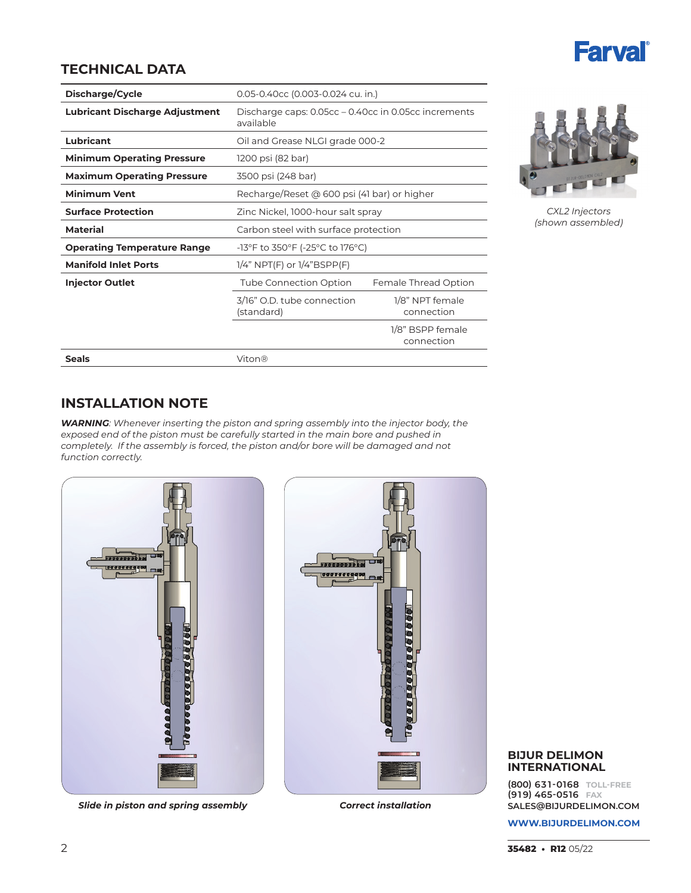## TECHNICAL DATA

| | | |
|---|---|---|
| **Discharge/Cycle** | 0.05-0.40cc (0.003-0.024 cu. in.) | |
| **Lubricant Discharge Adjustment** | Discharge caps: 0.05cc – 0.40cc in 0.05cc increments available | |
| **Lubricant** | Oil and Grease NLGI grade 000-2 | |
| **Minimum Operating Pressure** | 1200 psi (82 bar) | |
| **Maximum Operating Pressure** | 3500 psi (248 bar) | |
| **Minimum Vent** | Recharge/Reset @ 600 psi (41 bar) or higher | |
| **Surface Protection** | Zinc Nickel, 1000-hour salt spray | |
| **Material** | Carbon steel with surface protection | |
| **Operating Temperature Range** | -13°F to 350°F (-25°C to 176°C) | |
| **Manifold Inlet Ports** | 1/4" NPT(F) or 1/4"BSPP(F) | |
| **Injector Outlet** | Tube Connection Option | Female Thread Option |
| | 3/16" O.D. tube connection (standard) | 1/8" NPT female connection |
| | | 1/8" BSPP female connection |
| **Seals** | Viton® | |

*CXL2 Injectors (shown assembled)*

## INSTALLATION NOTE

***WARNING**: Whenever inserting the piston and spring assembly into the injector body, the exposed end of the piston must be carefully started in the main bore and pushed in completely. If the assembly is forced, the piston and/or bore will be damaged and not function correctly.*

***Slide in piston and spring assembly***

***Correct installation***

**BIJUR DELIMON INTERNATIONAL**

**(800) 631-0168** TOLL-FREE
**(919) 465-0516** FAX
SALES@BIJURDELIMON.COM

**WWW.BIJURDELIMON.COM**

**35482 • R12** 05/22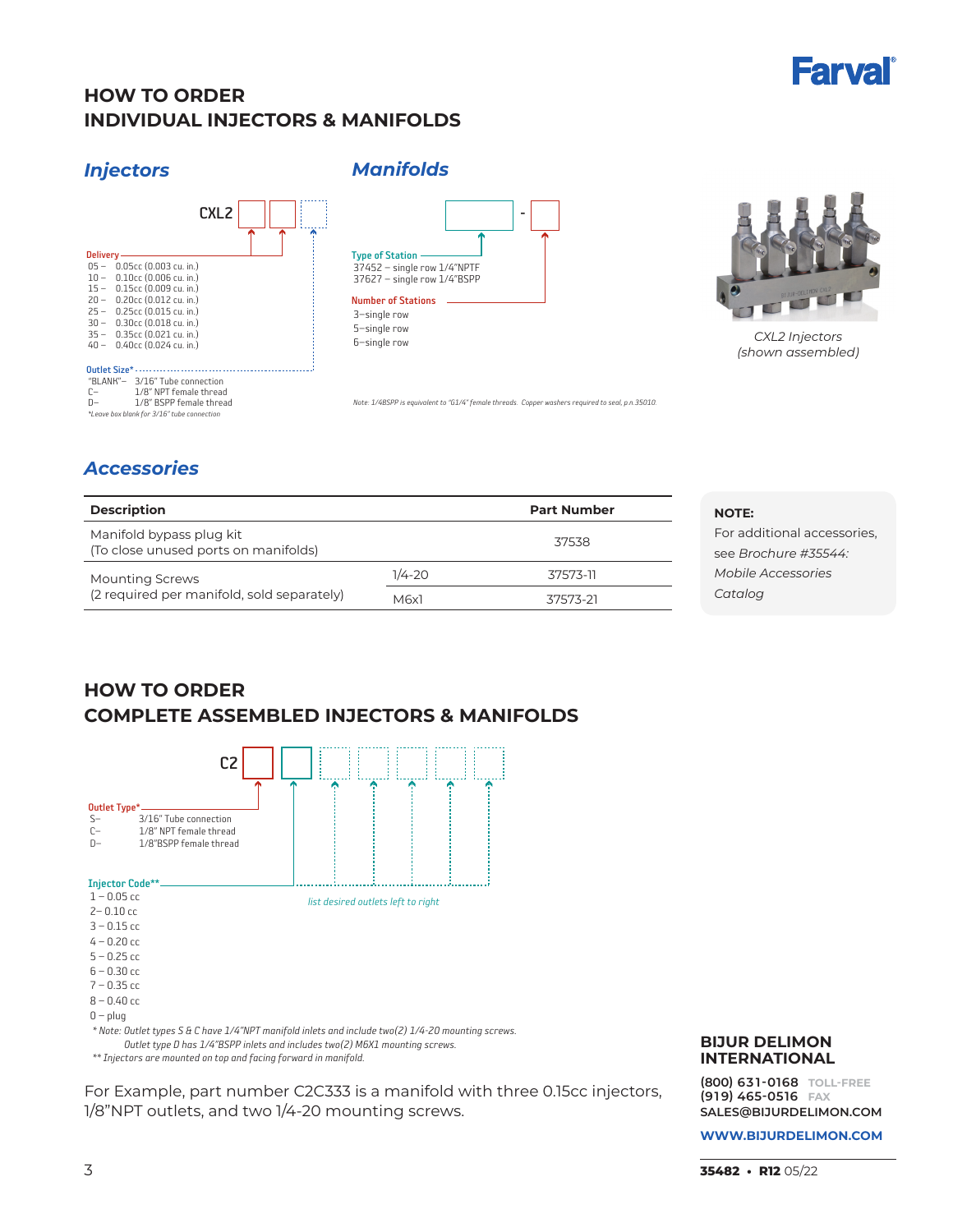# HOW TO ORDER
# INDIVIDUAL INJECTORS & MANIFOLDS

## *Injectors*

CXL2 [ ] [ ] [ ]

**Delivery**
- 05 – 0.05cc (0.003 cu. in.)
- 10 – 0.10cc (0.006 cu. in.)
- 15 – 0.15cc (0.009 cu. in.)
- 20 – 0.20cc (0.012 cu. in.)
- 25 – 0.25cc (0.015 cu. in.)
- 30 – 0.30cc (0.018 cu. in.)
- 35 – 0.35cc (0.021 cu. in.)
- 40 – 0.40cc (0.024 cu. in.)

**Outlet Size***
- "BLANK"– 3/16" Tube connection
- C– 1/8" NPT female thread
- D– 1/8" BSPP female thread

*Leave box blank for 3/16" tube connection*

## *Manifolds*

[ ] - [ ]

**Type of Station**
- 37452 – single row 1/4"NPTF
- 37627 – single row 1/4"BSPP

**Number of Stations**
- 3–single row
- 5–single row
- 6–single row

*Note: 1/4BSPP is equivalent to "G1/4" female threads. Copper washers required to seal, p.n.35010.*

*CXL2 Injectors (shown assembled)*

## *Accessories*

| Description | | Part Number |
|---|---|---|
| Manifold bypass plug kit (To close unused ports on manifolds) | | 37538 |
| Mounting Screws (2 required per manifold, sold separately) | 1/4-20 | 37573-11 |
| | M6x1 | 37573-21 |

**NOTE:**
For additional accessories, see *Brochure #35544: Mobile Accessories Catalog*

# HOW TO ORDER
# COMPLETE ASSEMBLED INJECTORS & MANIFOLDS

C2 [ ] [ ] [ ] [ ] [ ] [ ] [ ]

**Outlet Type***
- S– 3/16" Tube connection
- C– 1/8" NPT female thread
- D– 1/8"BSPP female thread

**Injector Code****
- 1 – 0.05 cc
- 2– 0.10 cc
- 3 – 0.15 cc
- 4 – 0.20 cc
- 5 – 0.25 cc
- 6 – 0.30 cc
- 7 – 0.35 cc
- 8 – 0.40 cc
- 0 – plug

*list desired outlets left to right*

\* *Note: Outlet types S & C have 1/4"NPT manifold inlets and include two(2) 1/4-20 mounting screws.*
*Outlet type D has 1/4"BSPP inlets and includes two(2) M6X1 mounting screws.*

\*\* *Injectors are mounted on top and facing forward in manifold.*

For Example, part number C2C333 is a manifold with three 0.15cc injectors, 1/8"NPT outlets, and two 1/4-20 mounting screws.

**BIJUR DELIMON INTERNATIONAL**

**(800) 631-0168** TOLL-FREE
**(919) 465-0516** FAX
**SALES@BIJURDELIMON.COM**

**WWW.BIJURDELIMON.COM**

**35482 • R12** 05/22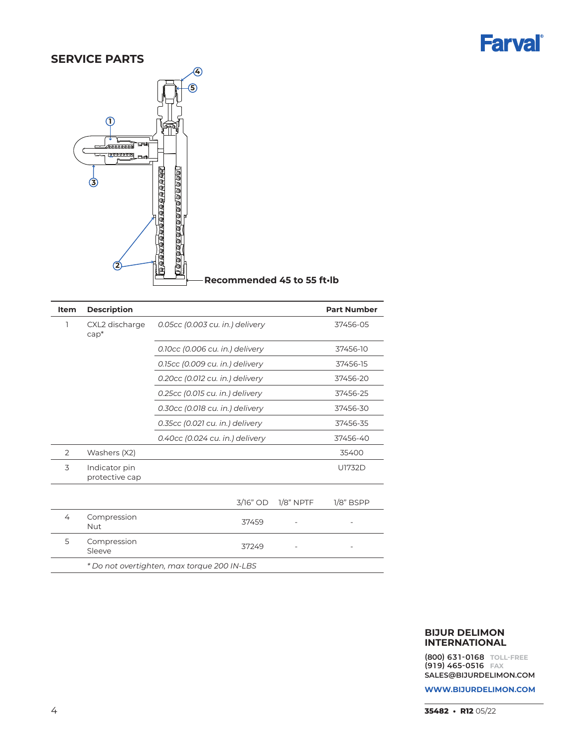## SERVICE PARTS

Recommended 45 to 55 ft•lb

| Item | Description | | | Part Number |
|---|---|---|---|---|
| 1 | CXL2 discharge cap* | *0.05cc (0.003 cu. in.) delivery* | | 37456-05 |
| | | *0.10cc (0.006 cu. in.) delivery* | | 37456-10 |
| | | *0.15cc (0.009 cu. in.) delivery* | | 37456-15 |
| | | *0.20cc (0.012 cu. in.) delivery* | | 37456-20 |
| | | *0.25cc (0.015 cu. in.) delivery* | | 37456-25 |
| | | *0.30cc (0.018 cu. in.) delivery* | | 37456-30 |
| | | *0.35cc (0.021 cu. in.) delivery* | | 37456-35 |
| | | *0.40cc (0.024 cu. in.) delivery* | | 37456-40 |
| 2 | Washers (X2) | | | 35400 |
| 3 | Indicator pin protective cap | | | U1732D |
| | | 3/16" OD | 1/8" NPTF | 1/8" BSPP |
| 4 | Compression Nut | 37459 | - | - |
| 5 | Compression Sleeve | 37249 | - | - |
| | *\* Do not overtighten, max torque 200 IN-LBS* | | | |

**BIJUR DELIMON INTERNATIONAL**

**(800) 631-0168** TOLL-FREE
**(919) 465-0516** FAX
SALES@BIJURDELIMON.COM

**WWW.BIJURDELIMON.COM**

**35482 • R12** 05/22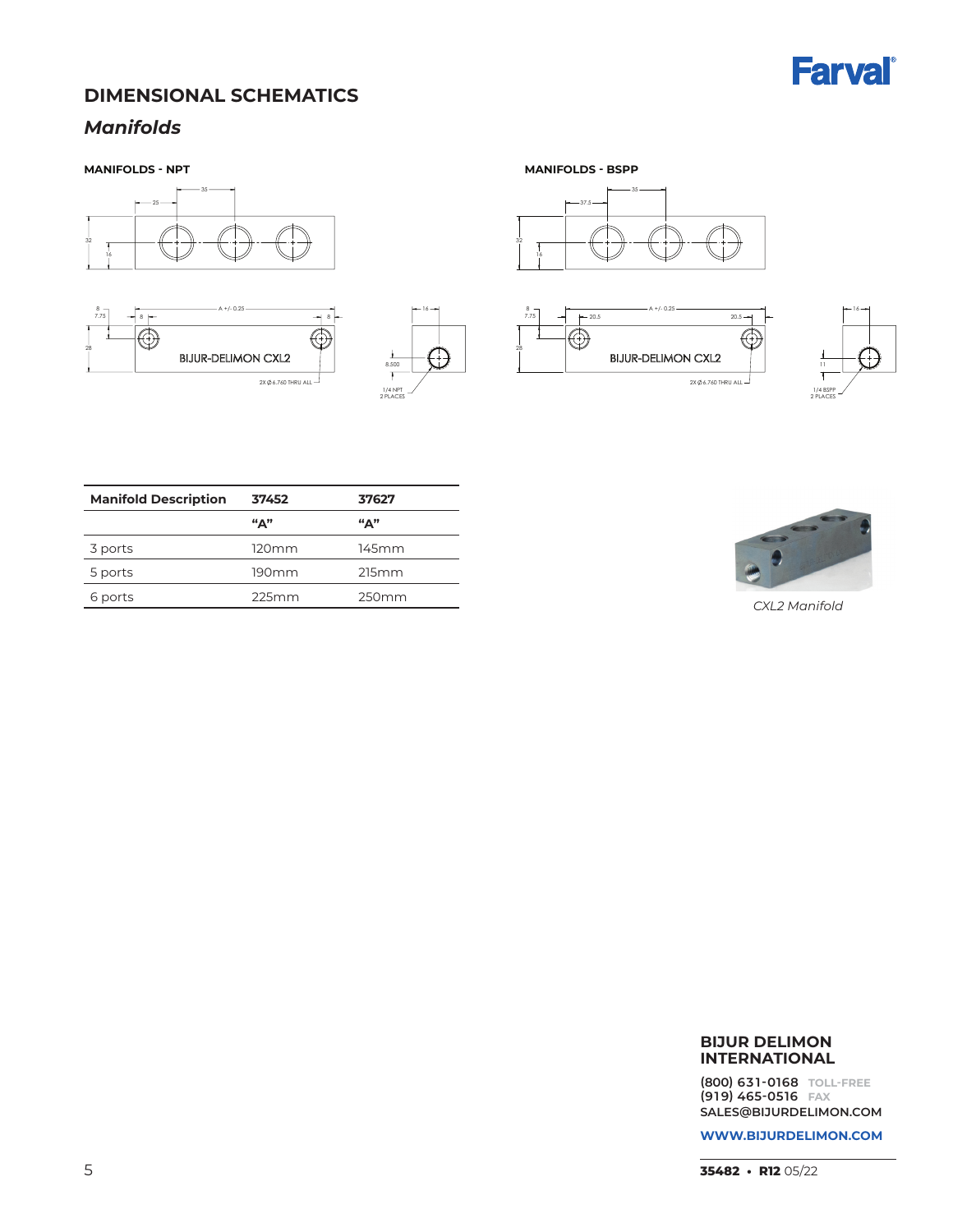## DIMENSIONAL SCHEMATICS

### *Manifolds*

**MANIFOLDS - NPT**

35
25
32
16
8
7.75
8
A +/- 0.25
8
28
BIJUR-DELIMON CXL2
2X Ø 6.760 THRU ALL
16
8.500
1/4 NPT
2 PLACES

**MANIFOLDS - BSPP**

35
37.5
32
16
8
7.75
20.5
A +/- 0.25
20.5
28
BIJUR-DELIMON CXL2
2X Ø 6.760 THRU ALL
16
11
1/4 BSPP
2 PLACES

| Manifold Description | 37452 | 37627 |
|---|---|---|
| | "A" | "A" |
| 3 ports | 120mm | 145mm |
| 5 ports | 190mm | 215mm |
| 6 ports | 225mm | 250mm |

*CXL2 Manifold*

**BIJUR DELIMON INTERNATIONAL**

(800) 631-0168 TOLL-FREE
(919) 465-0516 FAX
SALES@BIJURDELIMON.COM

**WWW.BIJURDELIMON.COM**

**35482 • R12** 05/22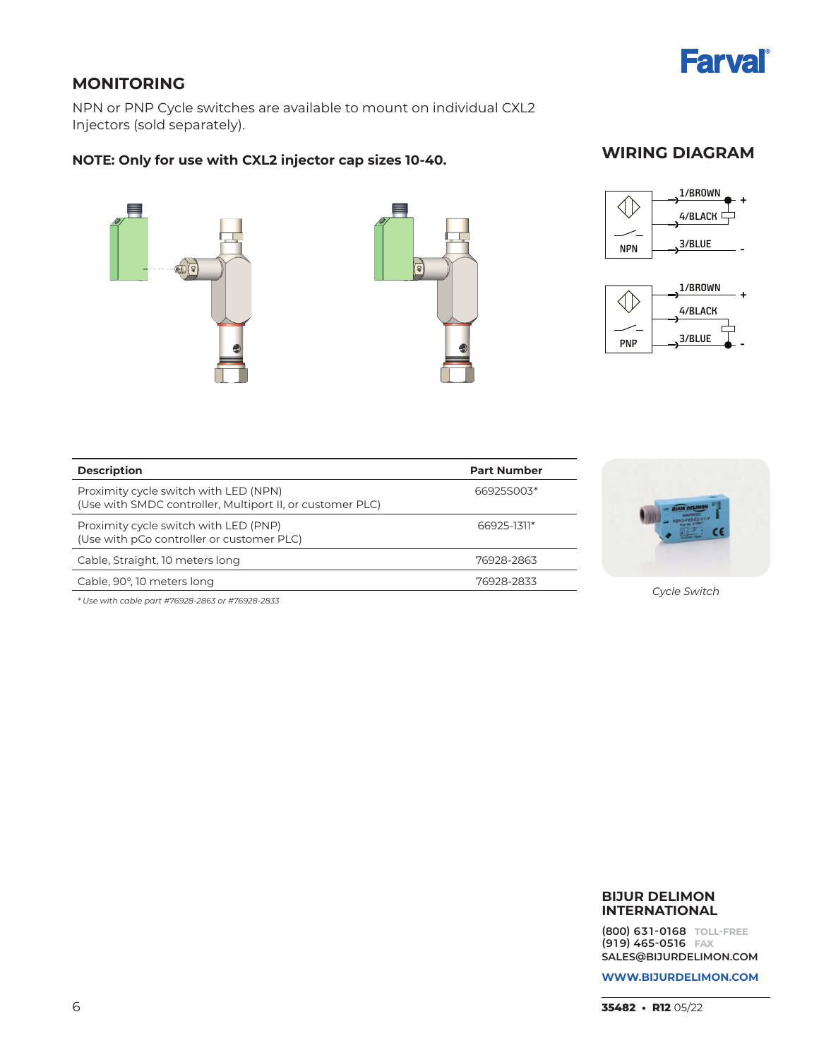## MONITORING

NPN or PNP Cycle switches are available to mount on individual CXL2 Injectors (sold separately).

**NOTE: Only for use with CXL2 injector cap sizes 10-40.**

## WIRING DIAGRAM

NPN
1/BROWN +
4/BLACK
3/BLUE -

PNP
1/BROWN +
4/BLACK
3/BLUE -

| Description | Part Number |
|---|---|
| Proximity cycle switch with LED (NPN)<br>(Use with SMDC controller, Multiport II, or customer PLC) | 66925S003* |
| Proximity cycle switch with LED (PNP)<br>(Use with pCo controller or customer PLC) | 66925-1311* |
| Cable, Straight, 10 meters long | 76928-2863 |
| Cable, 90°, 10 meters long | 76928-2833 |

*\* Use with cable part #76928-2863 or #76928-2833*

*Cycle Switch*

**BIJUR DELIMON INTERNATIONAL**

**(800) 631-0168** TOLL-FREE
**(919) 465-0516** FAX
SALES@BIJURDELIMON.COM

**WWW.BIJURDELIMON.COM**

**35482 • R12** 05/22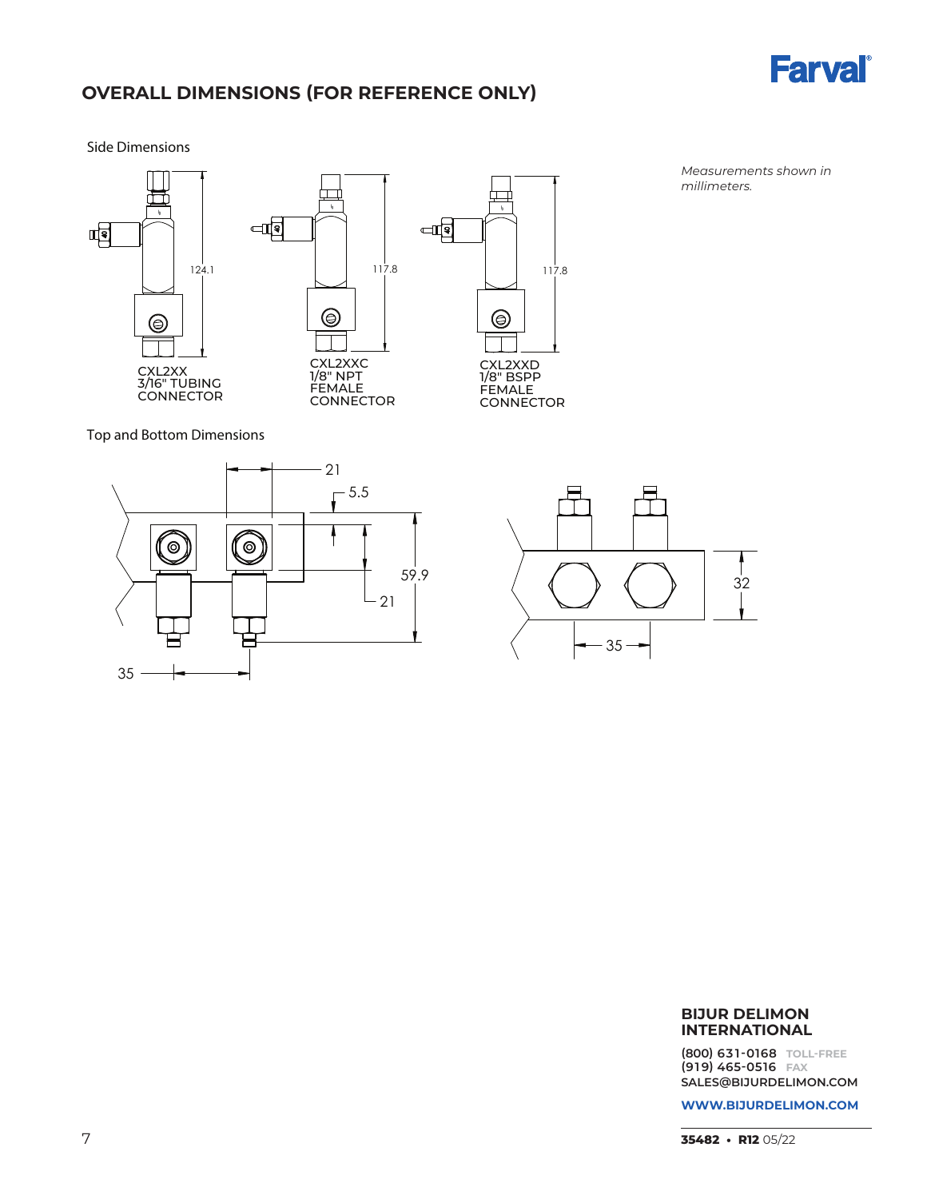## OVERALL DIMENSIONS (FOR REFERENCE ONLY)

*Measurements shown in millimeters.*

Side Dimensions

124.1

CXL2XX
3/16" TUBING
CONNECTOR

117.8

CXL2XXC
1/8" NPT
FEMALE
CONNECTOR

117.8

CXL2XXD
1/8" BSPP
FEMALE
CONNECTOR

Top and Bottom Dimensions

21

5.5

59.9

21

35

32

35

**BIJUR DELIMON INTERNATIONAL**

**(800) 631-0168** TOLL-FREE
**(919) 465-0516** FAX
**SALES@BIJURDELIMON.COM**

**WWW.BIJURDELIMON.COM**

**35482 • R12** 05/22